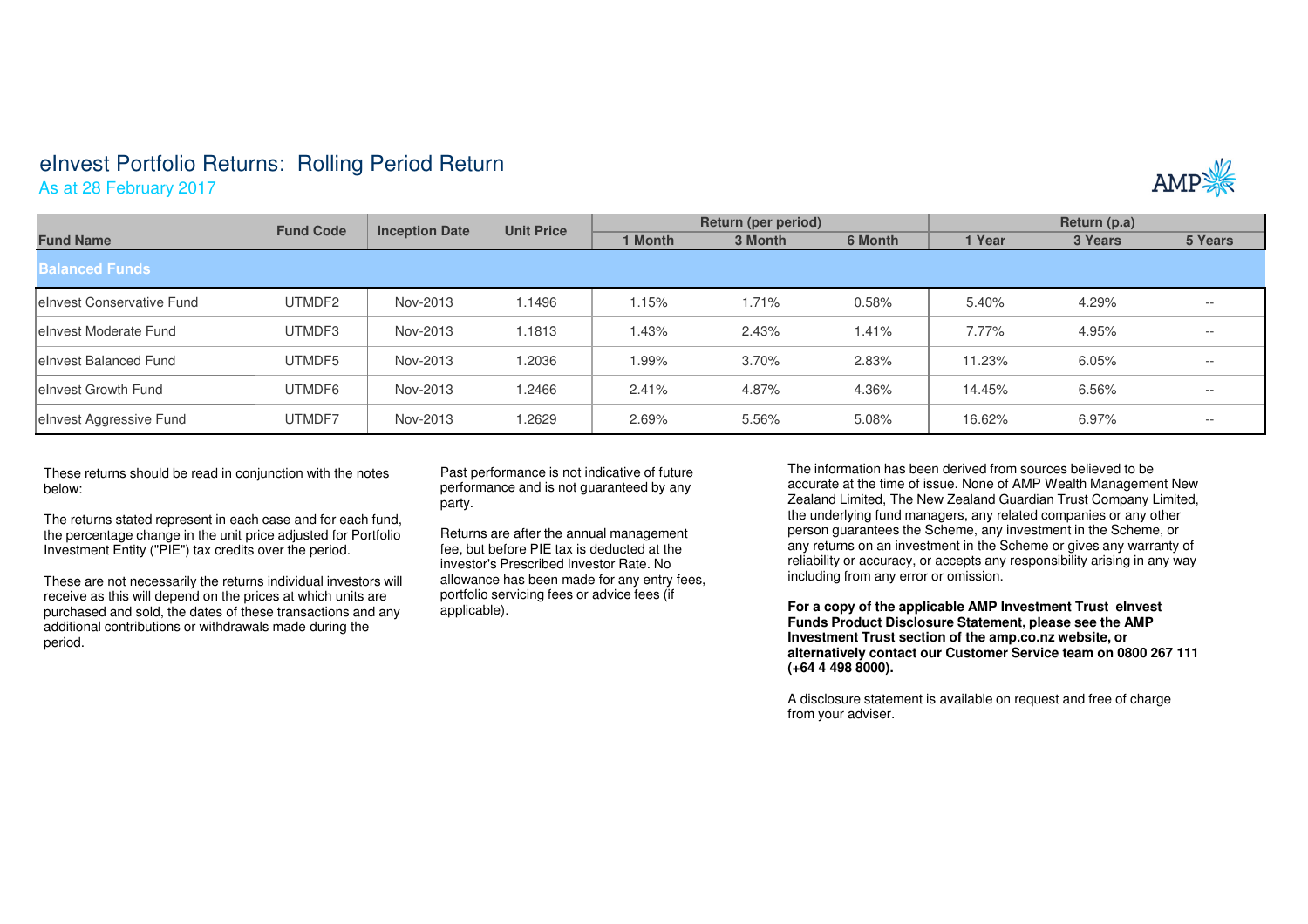# eInvest Portfolio Returns: Rolling Period Return

As at 28 February 2017

| Fund Name | Fund Code | Inception Date | Unit Price | Return (per period) | | | Return (p.a) | | |
|---|---|---|---|---|---|---|---|---|---|
| | | | | 1 Month | 3 Month | 6 Month | 1 Year | 3 Years | 5 Years |
| **Balanced Funds** | | | | | | | | | |
| eInvest Conservative Fund | UTMDF2 | Nov-2013 | 1.1496 | 1.15% | 1.71% | 0.58% | 5.40% | 4.29% | -- |
| eInvest Moderate Fund | UTMDF3 | Nov-2013 | 1.1813 | 1.43% | 2.43% | 1.41% | 7.77% | 4.95% | -- |
| eInvest Balanced Fund | UTMDF5 | Nov-2013 | 1.2036 | 1.99% | 3.70% | 2.83% | 11.23% | 6.05% | -- |
| eInvest Growth Fund | UTMDF6 | Nov-2013 | 1.2466 | 2.41% | 4.87% | 4.36% | 14.45% | 6.56% | -- |
| eInvest Aggressive Fund | UTMDF7 | Nov-2013 | 1.2629 | 2.69% | 5.56% | 5.08% | 16.62% | 6.97% | -- |

These returns should be read in conjunction with the notes below:

The returns stated represent in each case and for each fund, the percentage change in the unit price adjusted for Portfolio Investment Entity ("PIE") tax credits over the period.

These are not necessarily the returns individual investors will receive as this will depend on the prices at which units are purchased and sold, the dates of these transactions and any additional contributions or withdrawals made during the period.

Past performance is not indicative of future performance and is not guaranteed by any party.

Returns are after the annual management fee, but before PIE tax is deducted at the investor's Prescribed Investor Rate. No allowance has been made for any entry fees, portfolio servicing fees or advice fees (if applicable).

The information has been derived from sources believed to be accurate at the time of issue. None of AMP Wealth Management New Zealand Limited, The New Zealand Guardian Trust Company Limited, the underlying fund managers, any related companies or any other person guarantees the Scheme, any investment in the Scheme, or any returns on an investment in the Scheme or gives any warranty of reliability or accuracy, or accepts any responsibility arising in any way including from any error or omission.

**For a copy of the applicable AMP Investment Trust eInvest Funds Product Disclosure Statement, please see the AMP Investment Trust section of the amp.co.nz website, or alternatively contact our Customer Service team on 0800 267 111 (+64 4 498 8000).**

A disclosure statement is available on request and free of charge from your adviser.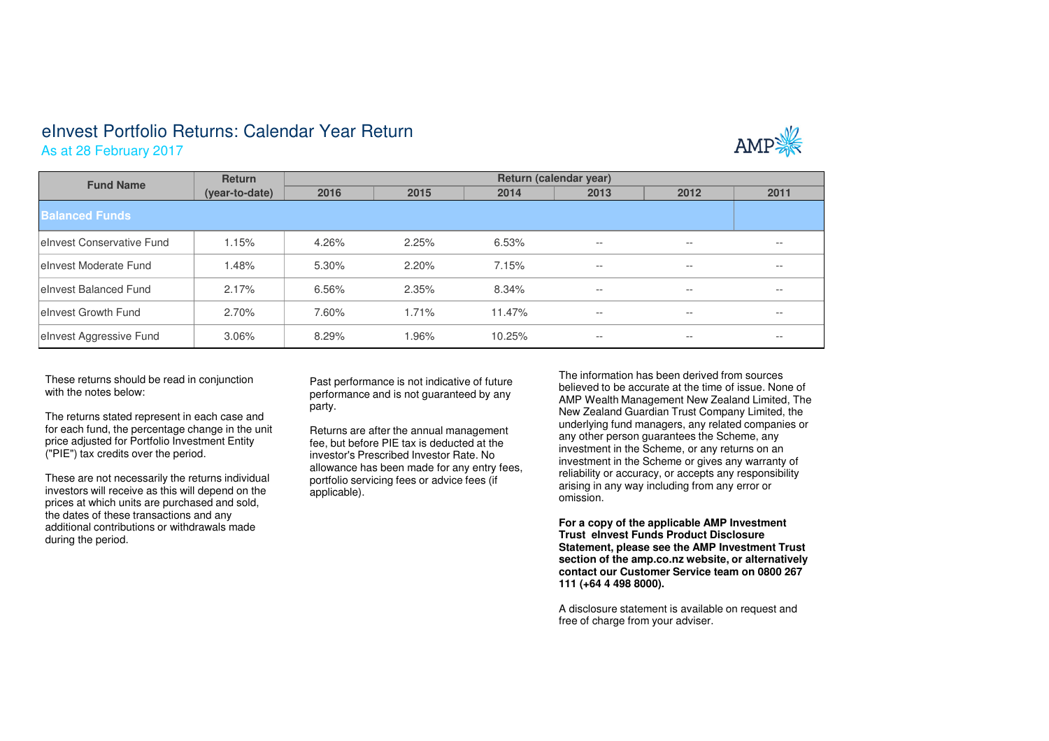# eInvest Portfolio Returns: Calendar Year Return

## As at 28 February 2017

| Fund Name | Return (year-to-date) | Return (calendar year) | | | | | |
|---|---|---|---|---|---|---|---|
| | | 2016 | 2015 | 2014 | 2013 | 2012 | 2011 |
| **Balanced Funds** | | | | | | | |
| eInvest Conservative Fund | 1.15% | 4.26% | 2.25% | 6.53% | -- | -- | -- |
| eInvest Moderate Fund | 1.48% | 5.30% | 2.20% | 7.15% | -- | -- | -- |
| eInvest Balanced Fund | 2.17% | 6.56% | 2.35% | 8.34% | -- | -- | -- |
| eInvest Growth Fund | 2.70% | 7.60% | 1.71% | 11.47% | -- | -- | -- |
| eInvest Aggressive Fund | 3.06% | 8.29% | 1.96% | 10.25% | -- | -- | -- |

These returns should be read in conjunction with the notes below:

The returns stated represent in each case and for each fund, the percentage change in the unit price adjusted for Portfolio Investment Entity ("PIE") tax credits over the period.

These are not necessarily the returns individual investors will receive as this will depend on the prices at which units are purchased and sold, the dates of these transactions and any additional contributions or withdrawals made during the period.

Past performance is not indicative of future performance and is not guaranteed by any party.

Returns are after the annual management fee, but before PIE tax is deducted at the investor's Prescribed Investor Rate. No allowance has been made for any entry fees, portfolio servicing fees or advice fees (if applicable).

The information has been derived from sources believed to be accurate at the time of issue. None of AMP Wealth Management New Zealand Limited, The New Zealand Guardian Trust Company Limited, the underlying fund managers, any related companies or any other person guarantees the Scheme, any investment in the Scheme, or any returns on an investment in the Scheme or gives any warranty of reliability or accuracy, or accepts any responsibility arising in any way including from any error or omission.

**For a copy of the applicable AMP Investment Trust eInvest Funds Product Disclosure Statement, please see the AMP Investment Trust section of the amp.co.nz website, or alternatively contact our Customer Service team on 0800 267 111 (+64 4 498 8000).**

A disclosure statement is available on request and free of charge from your adviser.